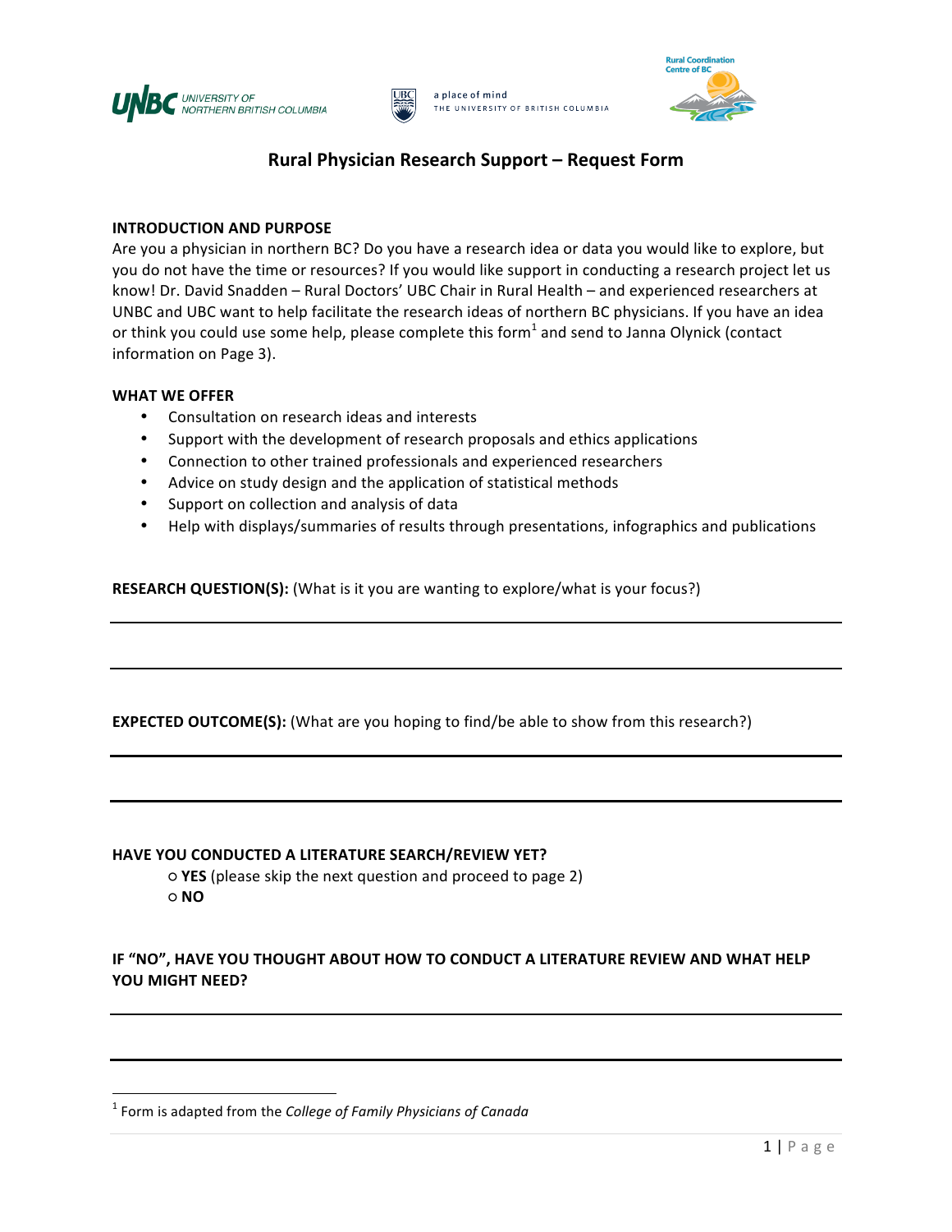UNBC UNIVERSITY OF NORTHERN BRITISH COLUMBIA

UBC a place of mind THE UNIVERSITY OF BRITISH COLUMBIA

Rural Coordination Centre of BC

# Rural Physician Research Support – Request Form

## INTRODUCTION AND PURPOSE

Are you a physician in northern BC? Do you have a research idea or data you would like to explore, but you do not have the time or resources? If you would like support in conducting a research project let us know! Dr. David Snadden – Rural Doctors' UBC Chair in Rural Health – and experienced researchers at UNBC and UBC want to help facilitate the research ideas of northern BC physicians. If you have an idea or think you could use some help, please complete this form[1] and send to Janna Olynick (contact information on Page 3).

## WHAT WE OFFER

- Consultation on research ideas and interests
- Support with the development of research proposals and ethics applications
- Connection to other trained professionals and experienced researchers
- Advice on study design and the application of statistical methods
- Support on collection and analysis of data
- Help with displays/summaries of results through presentations, infographics and publications

**RESEARCH QUESTION(S):** (What is it you are wanting to explore/what is your focus?)

\_\_\_\_\_\_\_\_\_\_\_\_\_\_\_\_\_\_\_\_\_\_\_\_\_\_\_\_\_\_\_\_\_\_\_\_\_\_\_\_\_\_\_\_\_\_\_\_\_\_\_\_

\_\_\_\_\_\_\_\_\_\_\_\_\_\_\_\_\_\_\_\_\_\_\_\_\_\_\_\_\_\_\_\_\_\_\_\_\_\_\_\_\_\_\_\_\_\_\_\_\_\_\_\_

**EXPECTED OUTCOME(S):** (What are you hoping to find/be able to show from this research?)

\_\_\_\_\_\_\_\_\_\_\_\_\_\_\_\_\_\_\_\_\_\_\_\_\_\_\_\_\_\_\_\_\_\_\_\_\_\_\_\_\_\_\_\_\_\_\_\_\_\_\_\_

\_\_\_\_\_\_\_\_\_\_\_\_\_\_\_\_\_\_\_\_\_\_\_\_\_\_\_\_\_\_\_\_\_\_\_\_\_\_\_\_\_\_\_\_\_\_\_\_\_\_\_\_

**HAVE YOU CONDUCTED A LITERATURE SEARCH/REVIEW YET?**

○ **YES** (please skip the next question and proceed to page 2)
○ **NO**

**IF "NO", HAVE YOU THOUGHT ABOUT HOW TO CONDUCT A LITERATURE REVIEW AND WHAT HELP YOU MIGHT NEED?**

\_\_\_\_\_\_\_\_\_\_\_\_\_\_\_\_\_\_\_\_\_\_\_\_\_\_\_\_\_\_\_\_\_\_\_\_\_\_\_\_\_\_\_\_\_\_\_\_\_\_\_\_

\_\_\_\_\_\_\_\_\_\_\_\_\_\_\_\_\_\_\_\_\_\_\_\_\_\_\_\_\_\_\_\_\_\_\_\_\_\_\_\_\_\_\_\_\_\_\_\_\_\_\_\_

[1] Form is adapted from the *College of Family Physicians of Canada*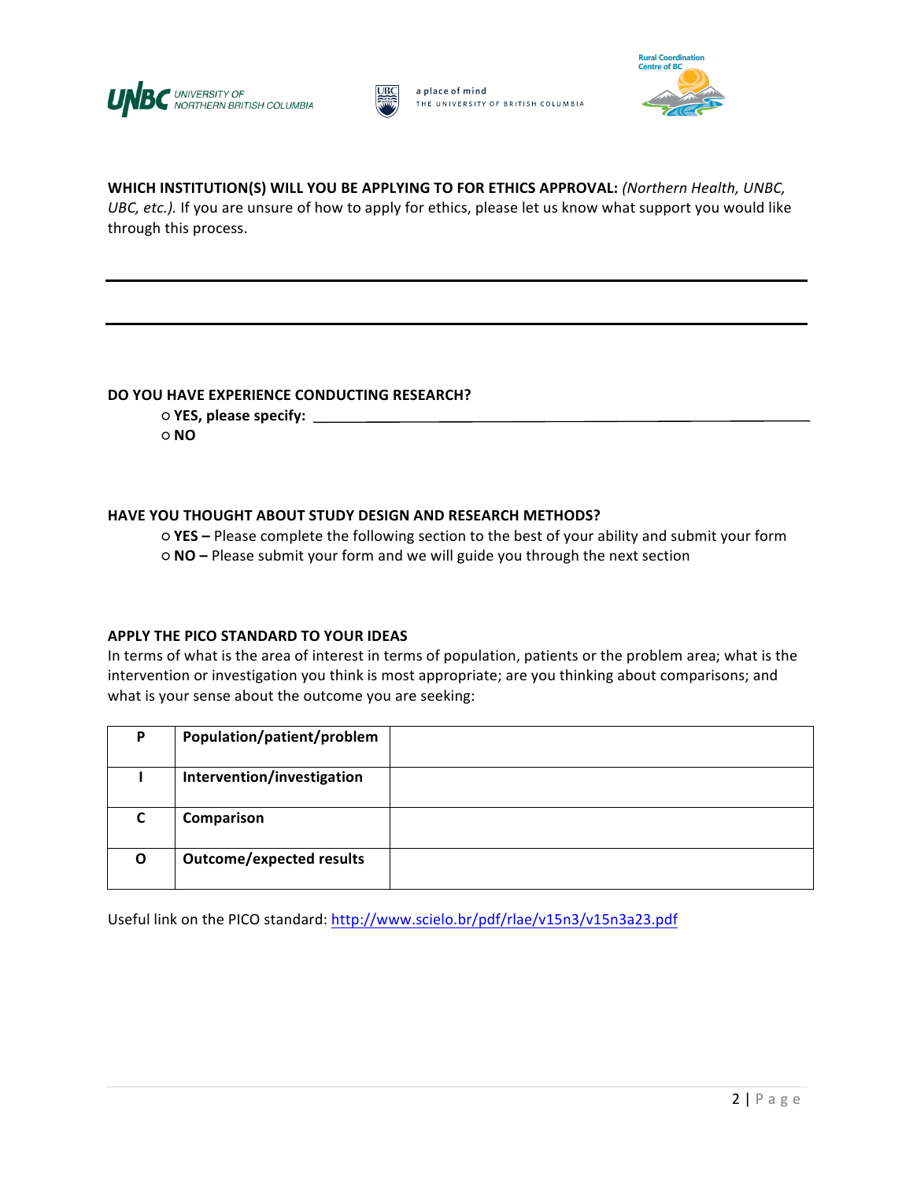**WHICH INSTITUTION(S) WILL YOU BE APPLYING TO FOR ETHICS APPROVAL:** *(Northern Health, UNBC, UBC, etc.).* If you are unsure of how to apply for ethics, please let us know what support you would like through this process.

---

---

**DO YOU HAVE EXPERIENCE CONDUCTING RESEARCH?**

○ **YES, please specify:** \_\_\_\_\_\_\_\_\_\_\_\_\_\_\_\_\_\_\_\_\_\_\_\_\_\_\_\_\_\_\_\_\_\_\_\_\_\_\_\_

○ **NO**

**HAVE YOU THOUGHT ABOUT STUDY DESIGN AND RESEARCH METHODS?**

○ **YES –** Please complete the following section to the best of your ability and submit your form

○ **NO –** Please submit your form and we will guide you through the next section

**APPLY THE PICO STANDARD TO YOUR IDEAS**

In terms of what is the area of interest in terms of population, patients or the problem area; what is the intervention or investigation you think is most appropriate; are you thinking about comparisons; and what is your sense about the outcome you are seeking:

| | | |
|---|---|---|
| **P** | **Population/patient/problem** | |
| **I** | **Intervention/investigation** | |
| **C** | **Comparison** | |
| **O** | **Outcome/expected results** | |

Useful link on the PICO standard: http://www.scielo.br/pdf/rlae/v15n3/v15n3a23.pdf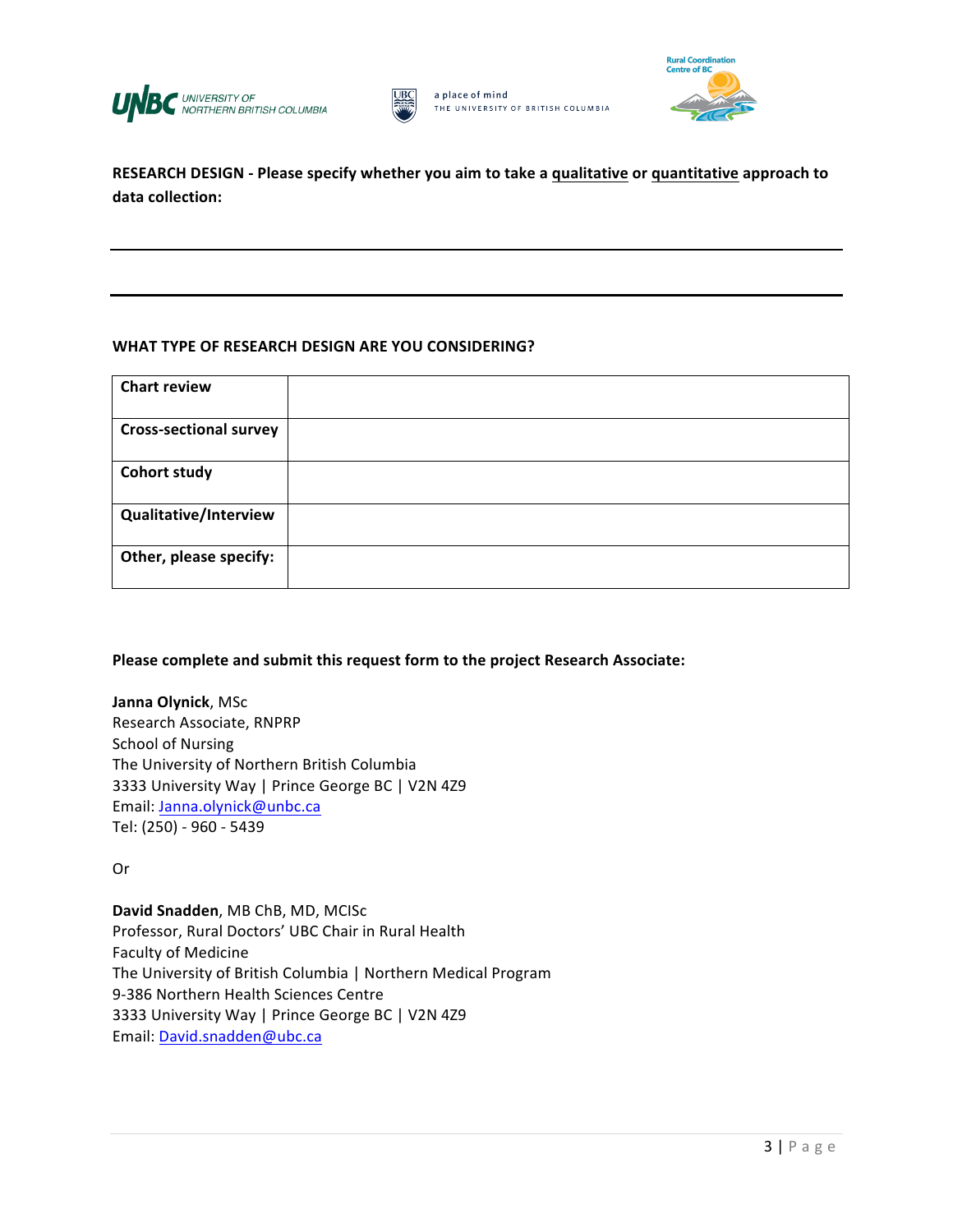**RESEARCH DESIGN - Please specify whether you aim to take a qualitative or quantitative approach to data collection:**

---

---

**WHAT TYPE OF RESEARCH DESIGN ARE YOU CONSIDERING?**

| | |
|---|---|
| **Chart review** | |
| **Cross-sectional survey** | |
| **Cohort study** | |
| **Qualitative/Interview** | |
| **Other, please specify:** | |

**Please complete and submit this request form to the project Research Associate:**

**Janna Olynick**, MSc
Research Associate, RNPRP
School of Nursing
The University of Northern British Columbia
3333 University Way | Prince George BC | V2N 4Z9
Email: Janna.olynick@unbc.ca
Tel: (250) - 960 - 5439

Or

**David Snadden**, MB ChB, MD, MClSc
Professor, Rural Doctors' UBC Chair in Rural Health
Faculty of Medicine
The University of British Columbia | Northern Medical Program
9-386 Northern Health Sciences Centre
3333 University Way | Prince George BC | V2N 4Z9
Email: David.snadden@ubc.ca